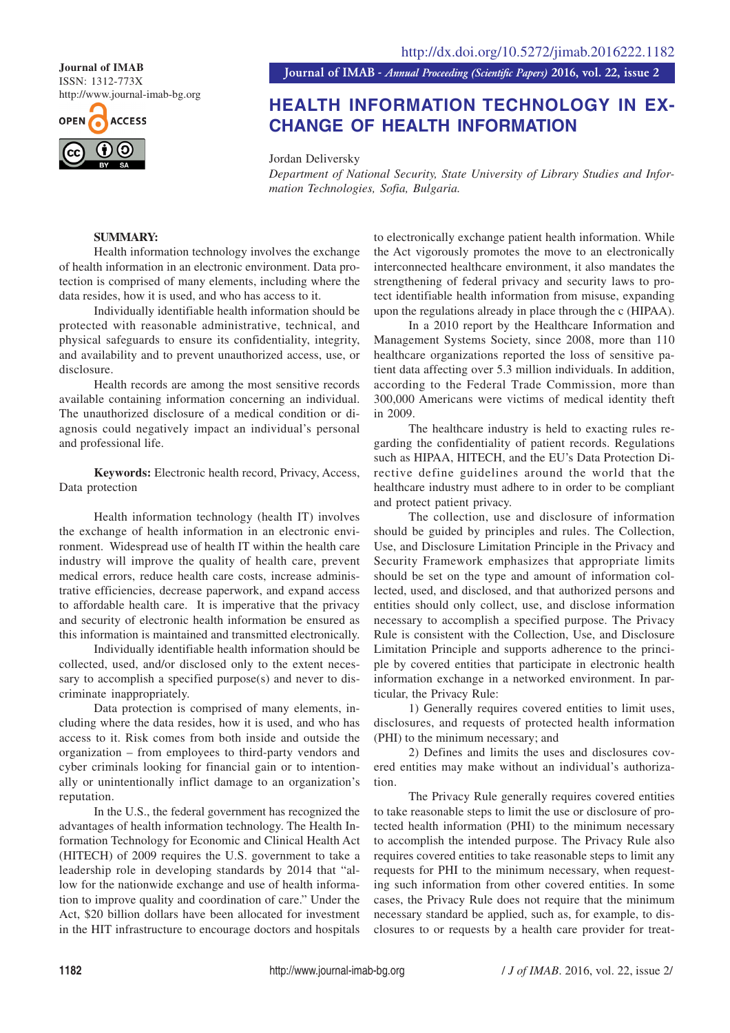Journal of IMAB
ISSN: 1312-773X
http://www.journal-imab-bg.org

http://dx.doi.org/10.5272/jimab.2016222.1182

# HEALTH INFORMATION TECHNOLOGY IN EXCHANGE OF HEALTH INFORMATION

Jordan Deliversky

*Department of National Security, State University of Library Studies and Information Technologies, Sofia, Bulgaria.*

## SUMMARY:

Health information technology involves the exchange of health information in an electronic environment. Data protection is comprised of many elements, including where the data resides, how it is used, and who has access to it.

Individually identifiable health information should be protected with reasonable administrative, technical, and physical safeguards to ensure its confidentiality, integrity, and availability and to prevent unauthorized access, use, or disclosure.

Health records are among the most sensitive records available containing information concerning an individual. The unauthorized disclosure of a medical condition or diagnosis could negatively impact an individual's personal and professional life.

**Keywords:** Electronic health record, Privacy, Access, Data protection

Health information technology (health IT) involves the exchange of health information in an electronic environment. Widespread use of health IT within the health care industry will improve the quality of health care, prevent medical errors, reduce health care costs, increase administrative efficiencies, decrease paperwork, and expand access to affordable health care. It is imperative that the privacy and security of electronic health information be ensured as this information is maintained and transmitted electronically.

Individually identifiable health information should be collected, used, and/or disclosed only to the extent necessary to accomplish a specified purpose(s) and never to discriminate inappropriately.

Data protection is comprised of many elements, including where the data resides, how it is used, and who has access to it. Risk comes from both inside and outside the organization – from employees to third-party vendors and cyber criminals looking for financial gain or to intentionally or unintentionally inflict damage to an organization's reputation.

In the U.S., the federal government has recognized the advantages of health information technology. The Health Information Technology for Economic and Clinical Health Act (HITECH) of 2009 requires the U.S. government to take a leadership role in developing standards by 2014 that "allow for the nationwide exchange and use of health information to improve quality and coordination of care." Under the Act, $20 billion dollars have been allocated for investment in the HIT infrastructure to encourage doctors and hospitals to electronically exchange patient health information. While the Act vigorously promotes the move to an electronically interconnected healthcare environment, it also mandates the strengthening of federal privacy and security laws to protect identifiable health information from misuse, expanding upon the regulations already in place through the c (HIPAA).

In a 2010 report by the Healthcare Information and Management Systems Society, since 2008, more than 110 healthcare organizations reported the loss of sensitive patient data affecting over 5.3 million individuals. In addition, according to the Federal Trade Commission, more than 300,000 Americans were victims of medical identity theft in 2009.

The healthcare industry is held to exacting rules regarding the confidentiality of patient records. Regulations such as HIPAA, HITECH, and the EU's Data Protection Directive define guidelines around the world that the healthcare industry must adhere to in order to be compliant and protect patient privacy.

The collection, use and disclosure of information should be guided by principles and rules. The Collection, Use, and Disclosure Limitation Principle in the Privacy and Security Framework emphasizes that appropriate limits should be set on the type and amount of information collected, used, and disclosed, and that authorized persons and entities should only collect, use, and disclose information necessary to accomplish a specified purpose. The Privacy Rule is consistent with the Collection, Use, and Disclosure Limitation Principle and supports adherence to the principle by covered entities that participate in electronic health information exchange in a networked environment. In particular, the Privacy Rule:

1) Generally requires covered entities to limit uses, disclosures, and requests of protected health information (PHI) to the minimum necessary; and

2) Defines and limits the uses and disclosures covered entities may make without an individual's authorization.

The Privacy Rule generally requires covered entities to take reasonable steps to limit the use or disclosure of protected health information (PHI) to the minimum necessary to accomplish the intended purpose. The Privacy Rule also requires covered entities to take reasonable steps to limit any requests for PHI to the minimum necessary, when requesting such information from other covered entities. In some cases, the Privacy Rule does not require that the minimum necessary standard be applied, such as, for example, to disclosures to or requests by a health care provider for treat-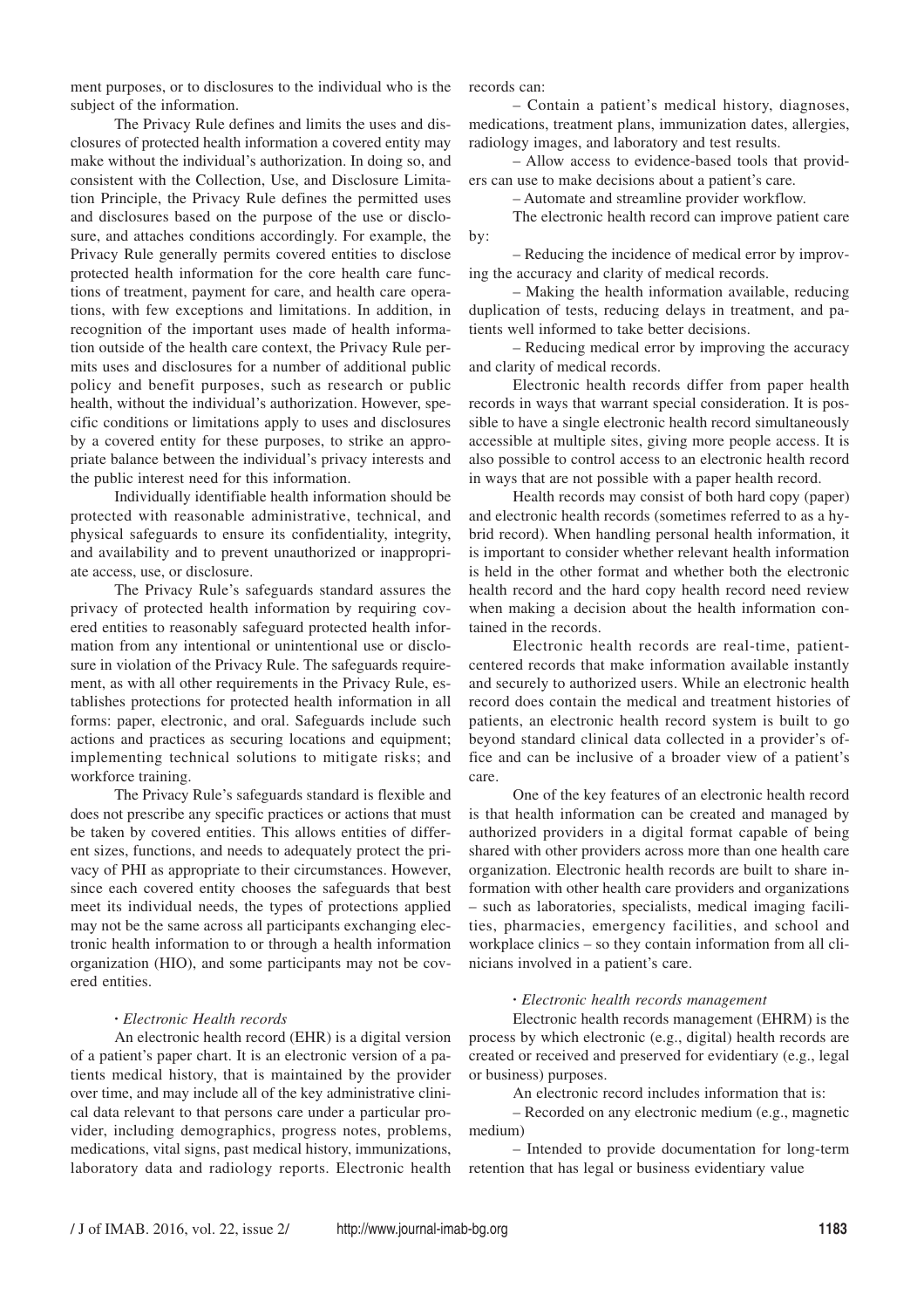ment purposes, or to disclosures to the individual who is the subject of the information.

The Privacy Rule defines and limits the uses and disclosures of protected health information a covered entity may make without the individual's authorization. In doing so, and consistent with the Collection, Use, and Disclosure Limitation Principle, the Privacy Rule defines the permitted uses and disclosures based on the purpose of the use or disclosure, and attaches conditions accordingly. For example, the Privacy Rule generally permits covered entities to disclose protected health information for the core health care functions of treatment, payment for care, and health care operations, with few exceptions and limitations. In addition, in recognition of the important uses made of health information outside of the health care context, the Privacy Rule permits uses and disclosures for a number of additional public policy and benefit purposes, such as research or public health, without the individual's authorization. However, specific conditions or limitations apply to uses and disclosures by a covered entity for these purposes, to strike an appropriate balance between the individual's privacy interests and the public interest need for this information.

Individually identifiable health information should be protected with reasonable administrative, technical, and physical safeguards to ensure its confidentiality, integrity, and availability and to prevent unauthorized or inappropriate access, use, or disclosure.

The Privacy Rule's safeguards standard assures the privacy of protected health information by requiring covered entities to reasonably safeguard protected health information from any intentional or unintentional use or disclosure in violation of the Privacy Rule. The safeguards requirement, as with all other requirements in the Privacy Rule, establishes protections for protected health information in all forms: paper, electronic, and oral. Safeguards include such actions and practices as securing locations and equipment; implementing technical solutions to mitigate risks; and workforce training.

The Privacy Rule's safeguards standard is flexible and does not prescribe any specific practices or actions that must be taken by covered entities. This allows entities of different sizes, functions, and needs to adequately protect the privacy of PHI as appropriate to their circumstances. However, since each covered entity chooses the safeguards that best meet its individual needs, the types of protections applied may not be the same across all participants exchanging electronic health information to or through a health information organization (HIO), and some participants may not be covered entities.

· *Electronic Health records*

An electronic health record (EHR) is a digital version of a patient's paper chart. It is an electronic version of a patients medical history, that is maintained by the provider over time, and may include all of the key administrative clinical data relevant to that persons care under a particular provider, including demographics, progress notes, problems, medications, vital signs, past medical history, immunizations, laboratory data and radiology reports. Electronic health records can:

– Contain a patient's medical history, diagnoses, medications, treatment plans, immunization dates, allergies, radiology images, and laboratory and test results.

– Allow access to evidence-based tools that providers can use to make decisions about a patient's care.

– Automate and streamline provider workflow.

The electronic health record can improve patient care by:

– Reducing the incidence of medical error by improving the accuracy and clarity of medical records.

– Making the health information available, reducing duplication of tests, reducing delays in treatment, and patients well informed to take better decisions.

– Reducing medical error by improving the accuracy and clarity of medical records.

Electronic health records differ from paper health records in ways that warrant special consideration. It is possible to have a single electronic health record simultaneously accessible at multiple sites, giving more people access. It is also possible to control access to an electronic health record in ways that are not possible with a paper health record.

Health records may consist of both hard copy (paper) and electronic health records (sometimes referred to as a hybrid record). When handling personal health information, it is important to consider whether relevant health information is held in the other format and whether both the electronic health record and the hard copy health record need review when making a decision about the health information contained in the records.

Electronic health records are real-time, patient-centered records that make information available instantly and securely to authorized users. While an electronic health record does contain the medical and treatment histories of patients, an electronic health record system is built to go beyond standard clinical data collected in a provider's office and can be inclusive of a broader view of a patient's care.

One of the key features of an electronic health record is that health information can be created and managed by authorized providers in a digital format capable of being shared with other providers across more than one health care organization. Electronic health records are built to share information with other health care providers and organizations – such as laboratories, specialists, medical imaging facilities, pharmacies, emergency facilities, and school and workplace clinics – so they contain information from all clinicians involved in a patient's care.

· *Electronic health records management*

Electronic health records management (EHRM) is the process by which electronic (e.g., digital) health records are created or received and preserved for evidentiary (e.g., legal or business) purposes.

An electronic record includes information that is:

– Recorded on any electronic medium (e.g., magnetic medium)

– Intended to provide documentation for long-term retention that has legal or business evidentiary value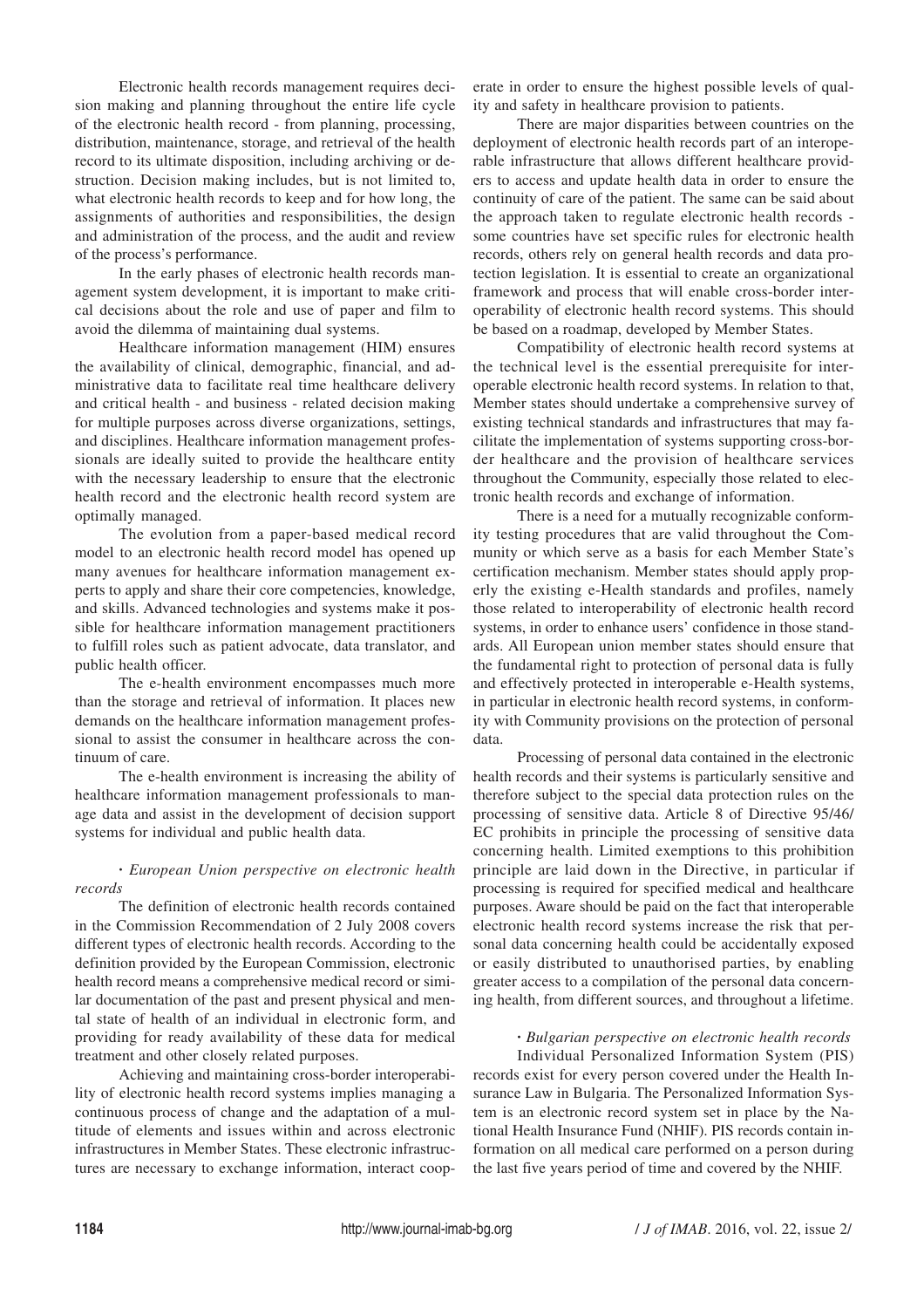Electronic health records management requires decision making and planning throughout the entire life cycle of the electronic health record - from planning, processing, distribution, maintenance, storage, and retrieval of the health record to its ultimate disposition, including archiving or destruction. Decision making includes, but is not limited to, what electronic health records to keep and for how long, the assignments of authorities and responsibilities, the design and administration of the process, and the audit and review of the process's performance.

In the early phases of electronic health records management system development, it is important to make critical decisions about the role and use of paper and film to avoid the dilemma of maintaining dual systems.

Healthcare information management (HIM) ensures the availability of clinical, demographic, financial, and administrative data to facilitate real time healthcare delivery and critical health - and business - related decision making for multiple purposes across diverse organizations, settings, and disciplines. Healthcare information management professionals are ideally suited to provide the healthcare entity with the necessary leadership to ensure that the electronic health record and the electronic health record system are optimally managed.

The evolution from a paper-based medical record model to an electronic health record model has opened up many avenues for healthcare information management experts to apply and share their core competencies, knowledge, and skills. Advanced technologies and systems make it possible for healthcare information management practitioners to fulfill roles such as patient advocate, data translator, and public health officer.

The e-health environment encompasses much more than the storage and retrieval of information. It places new demands on the healthcare information management professional to assist the consumer in healthcare across the continuum of care.

The e-health environment is increasing the ability of healthcare information management professionals to manage data and assist in the development of decision support systems for individual and public health data.

• *European Union perspective on electronic health records*

The definition of electronic health records contained in the Commission Recommendation of 2 July 2008 covers different types of electronic health records. According to the definition provided by the European Commission, electronic health record means a comprehensive medical record or similar documentation of the past and present physical and mental state of health of an individual in electronic form, and providing for ready availability of these data for medical treatment and other closely related purposes.

Achieving and maintaining cross-border interoperability of electronic health record systems implies managing a continuous process of change and the adaptation of a multitude of elements and issues within and across electronic infrastructures in Member States. These electronic infrastructures are necessary to exchange information, interact cooperate in order to ensure the highest possible levels of quality and safety in healthcare provision to patients.

There are major disparities between countries on the deployment of electronic health records part of an interoperable infrastructure that allows different healthcare providers to access and update health data in order to ensure the continuity of care of the patient. The same can be said about the approach taken to regulate electronic health records - some countries have set specific rules for electronic health records, others rely on general health records and data protection legislation. It is essential to create an organizational framework and process that will enable cross-border interoperability of electronic health record systems. This should be based on a roadmap, developed by Member States.

Compatibility of electronic health record systems at the technical level is the essential prerequisite for interoperable electronic health record systems. In relation to that, Member states should undertake a comprehensive survey of existing technical standards and infrastructures that may facilitate the implementation of systems supporting cross-border healthcare and the provision of healthcare services throughout the Community, especially those related to electronic health records and exchange of information.

There is a need for a mutually recognizable conformity testing procedures that are valid throughout the Community or which serve as a basis for each Member State's certification mechanism. Member states should apply properly the existing e-Health standards and profiles, namely those related to interoperability of electronic health record systems, in order to enhance users' confidence in those standards. All European union member states should ensure that the fundamental right to protection of personal data is fully and effectively protected in interoperable e-Health systems, in particular in electronic health record systems, in conformity with Community provisions on the protection of personal data.

Processing of personal data contained in the electronic health records and their systems is particularly sensitive and therefore subject to the special data protection rules on the processing of sensitive data. Article 8 of Directive 95/46/EC prohibits in principle the processing of sensitive data concerning health. Limited exemptions to this prohibition principle are laid down in the Directive, in particular if processing is required for specified medical and healthcare purposes. Aware should be paid on the fact that interoperable electronic health record systems increase the risk that personal data concerning health could be accidentally exposed or easily distributed to unauthorised parties, by enabling greater access to a compilation of the personal data concerning health, from different sources, and throughout a lifetime.

• *Bulgarian perspective on electronic health records*

Individual Personalized Information System (PIS) records exist for every person covered under the Health Insurance Law in Bulgaria. The Personalized Information System is an electronic record system set in place by the National Health Insurance Fund (NHIF). PIS records contain information on all medical care performed on a person during the last five years period of time and covered by the NHIF.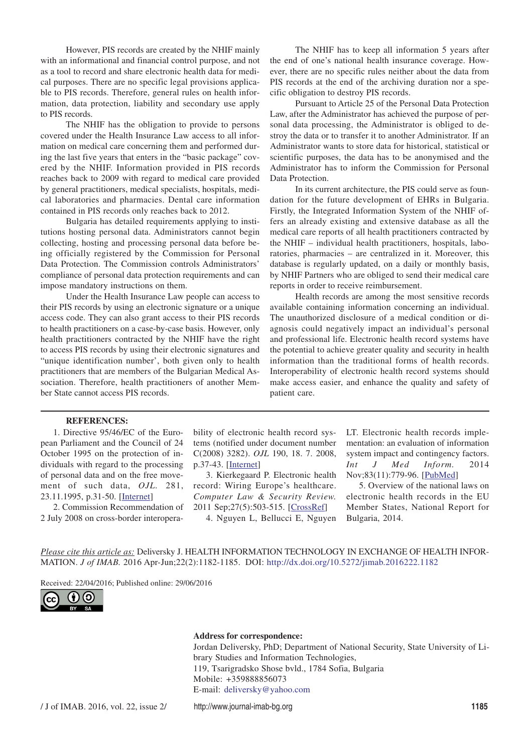However, PIS records are created by the NHIF mainly with an informational and financial control purpose, and not as a tool to record and share electronic health data for medical purposes. There are no specific legal provisions applicable to PIS records. Therefore, general rules on health information, data protection, liability and secondary use apply to PIS records.

The NHIF has the obligation to provide to persons covered under the Health Insurance Law access to all information on medical care concerning them and performed during the last five years that enters in the "basic package" covered by the NHIF. Information provided in PIS records reaches back to 2009 with regard to medical care provided by general practitioners, medical specialists, hospitals, medical laboratories and pharmacies. Dental care information contained in PIS records only reaches back to 2012.

Bulgaria has detailed requirements applying to institutions hosting personal data. Administrators cannot begin collecting, hosting and processing personal data before being officially registered by the Commission for Personal Data Protection. The Commission controls Administrators' compliance of personal data protection requirements and can impose mandatory instructions on them.

Under the Health Insurance Law people can access to their PIS records by using an electronic signature or a unique access code. They can also grant access to their PIS records to health practitioners on a case-by-case basis. However, only health practitioners contracted by the NHIF have the right to access PIS records by using their electronic signatures and "unique identification number', both given only to health practitioners that are members of the Bulgarian Medical Association. Therefore, health practitioners of another Member State cannot access PIS records.

The NHIF has to keep all information 5 years after the end of one's national health insurance coverage. However, there are no specific rules neither about the data from PIS records at the end of the archiving duration nor a specific obligation to destroy PIS records.

Pursuant to Article 25 of the Personal Data Protection Law, after the Administrator has achieved the purpose of personal data processing, the Administrator is obliged to destroy the data or to transfer it to another Administrator. If an Administrator wants to store data for historical, statistical or scientific purposes, the data has to be anonymised and the Administrator has to inform the Commission for Personal Data Protection.

In its current architecture, the PIS could serve as foundation for the future development of EHRs in Bulgaria. Firstly, the Integrated Information System of the NHIF offers an already existing and extensive database as all the medical care reports of all health practitioners contracted by the NHIF – individual health practitioners, hospitals, laboratories, pharmacies – are centralized in it. Moreover, this database is regularly updated, on a daily or monthly basis, by NHIF Partners who are obliged to send their medical care reports in order to receive reimbursement.

Health records are among the most sensitive records available containing information concerning an individual. The unauthorized disclosure of a medical condition or diagnosis could negatively impact an individual's personal and professional life. Electronic health record systems have the potential to achieve greater quality and security in health information than the traditional forms of health records. Interoperability of electronic health record systems should make access easier, and enhance the quality and safety of patient care.

## REFERENCES:

1. Directive 95/46/EC of the European Parliament and the Council of 24 October 1995 on the protection of individuals with regard to the processing of personal data and on the free movement of such data, *OJL*. 281, 23.11.1995, p.31-50. [Internet]
2. Commission Recommendation of 2 July 2008 on cross-border interoperability of electronic health record systems (notified under document number C(2008) 3282). *OJL* 190, 18. 7. 2008, p.37-43. [Internet]
3. Kierkegaard P. Electronic health record: Wiring Europe's healthcare. *Computer Law & Security Review.* 2011 Sep;27(5):503-515. [CrossRef]
4. Nguyen L, Bellucci E, Nguyen LT. Electronic health records implementation: an evaluation of information system impact and contingency factors. *Int J Med Inform.* 2014 Nov;83(11):779-96. [PubMed]
5. Overview of the national laws on electronic health records in the EU Member States, National Report for Bulgaria, 2014.

*Please cite this article as:* Deliversky J. HEALTH INFORMATION TECHNOLOGY IN EXCHANGE OF HEALTH INFORMATION. *J of IMAB.* 2016 Apr-Jun;22(2):1182-1185. DOI: http://dx.doi.org/10.5272/jimab.2016222.1182

Received: 22/04/2016; Published online: 29/06/2016

**Address for correspondence:**
Jordan Deliversky, PhD; Department of National Security, State University of Library Studies and Information Technologies,
119, Tsarigradsko Shose bvld., 1784 Sofia, Bulgaria
Mobile: +359888856073
E-mail: deliversky@yahoo.com